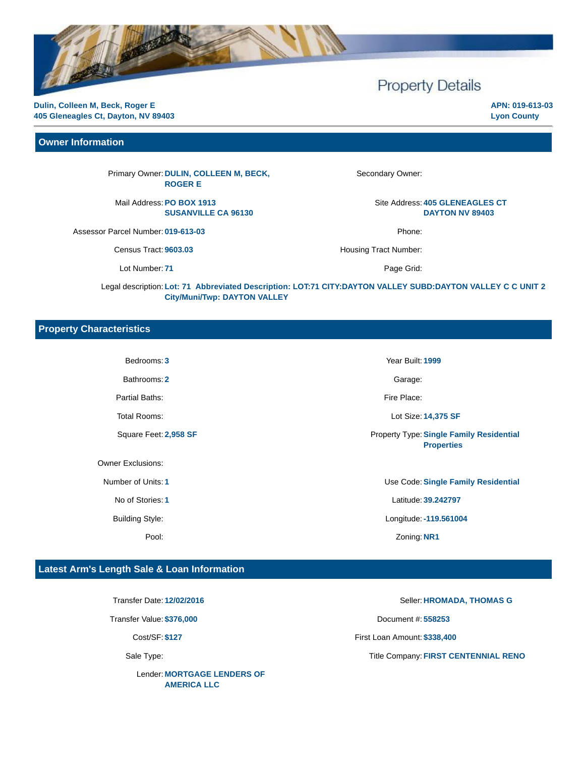# Property Details

**Dulin, Colleen M, Beck, Roger E**
**405 Gleneagles Ct, Dayton, NV 89403**

**APN: 019-613-03**
**Lyon County**

## Owner Information

| Field | Value | Field | Value |
|---|---|---|---|
| Primary Owner: | **DULIN, COLLEEN M, BECK, ROGER E** | Secondary Owner: | |
| Mail Address: | **PO BOX 1913 SUSANVILLE CA 96130** | Site Address: | **405 GLENEAGLES CT DAYTON NV 89403** |
| Assessor Parcel Number: | **019-613-03** | Phone: | |
| Census Tract: | **9603.03** | Housing Tract Number: | |
| Lot Number: | **71** | Page Grid: | |

Legal description: **Lot: 71 Abbreviated Description: LOT:71 CITY:DAYTON VALLEY SUBD:DAYTON VALLEY C C UNIT 2 City/Muni/Twp: DAYTON VALLEY**

## Property Characteristics

| Field | Value | Field | Value |
|---|---|---|---|
| Bedrooms: | **3** | Year Built: | **1999** |
| Bathrooms: | **2** | Garage: | |
| Partial Baths: | | Fire Place: | |
| Total Rooms: | | Lot Size: | **14,375 SF** |
| Square Feet: | **2,958 SF** | Property Type: | **Single Family Residential Properties** |
| Owner Exclusions: | | | |
| Number of Units: | **1** | Use Code: | **Single Family Residential** |
| No of Stories: | **1** | Latitude: | **39.242797** |
| Building Style: | | Longitude: | **-119.561004** |
| Pool: | | Zoning: | **NR1** |

## Latest Arm's Length Sale & Loan Information

| Field | Value | Field | Value |
|---|---|---|---|
| Transfer Date: | **12/02/2016** | Seller: | **HROMADA, THOMAS G** |
| Transfer Value: | **$376,000** | Document #: | **558253** |
| Cost/SF: | **$127** | First Loan Amount: | **$338,400** |
| Sale Type: | | Title Company: | **FIRST CENTENNIAL RENO** |
| Lender: | **MORTGAGE LENDERS OF AMERICA LLC** | | |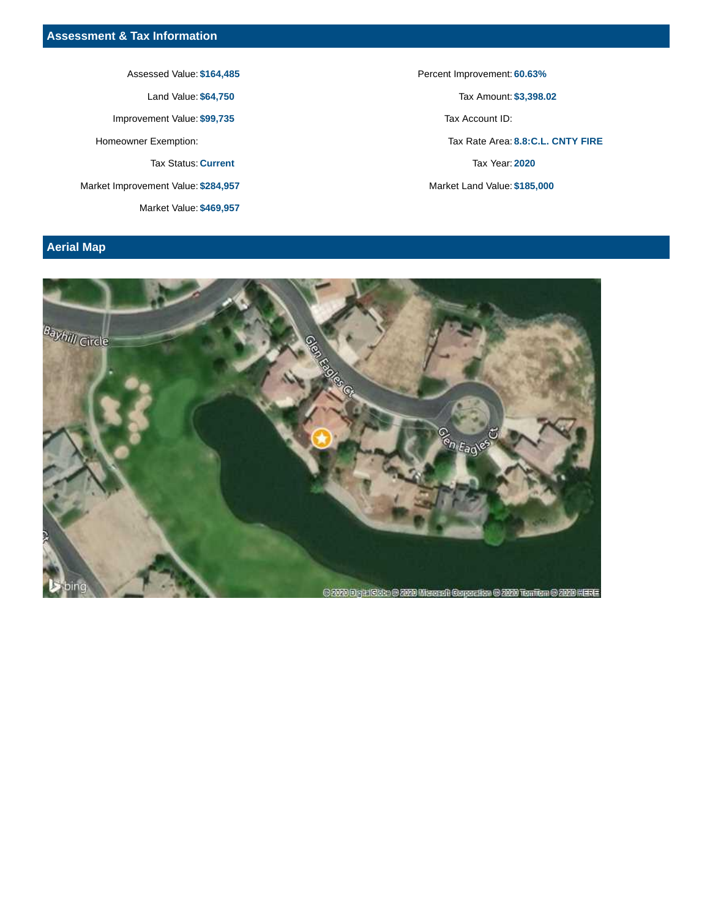## Assessment & Tax Information

| | | | |
|---|---|---|---|
| Assessed Value: | $164,485 | Percent Improvement: | 60.63% |
| Land Value: | $64,750 | Tax Amount: | $3,398.02 |
| Improvement Value: | $99,735 | Tax Account ID: | |
| Homeowner Exemption: | | Tax Rate Area: | 8.8:C.L. CNTY FIRE |
| Tax Status: | Current | Tax Year: | 2020 |
| Market Improvement Value: | $284,957 | Market Land Value: | $185,000 |
| Market Value: | $469,957 | | |

## Aerial Map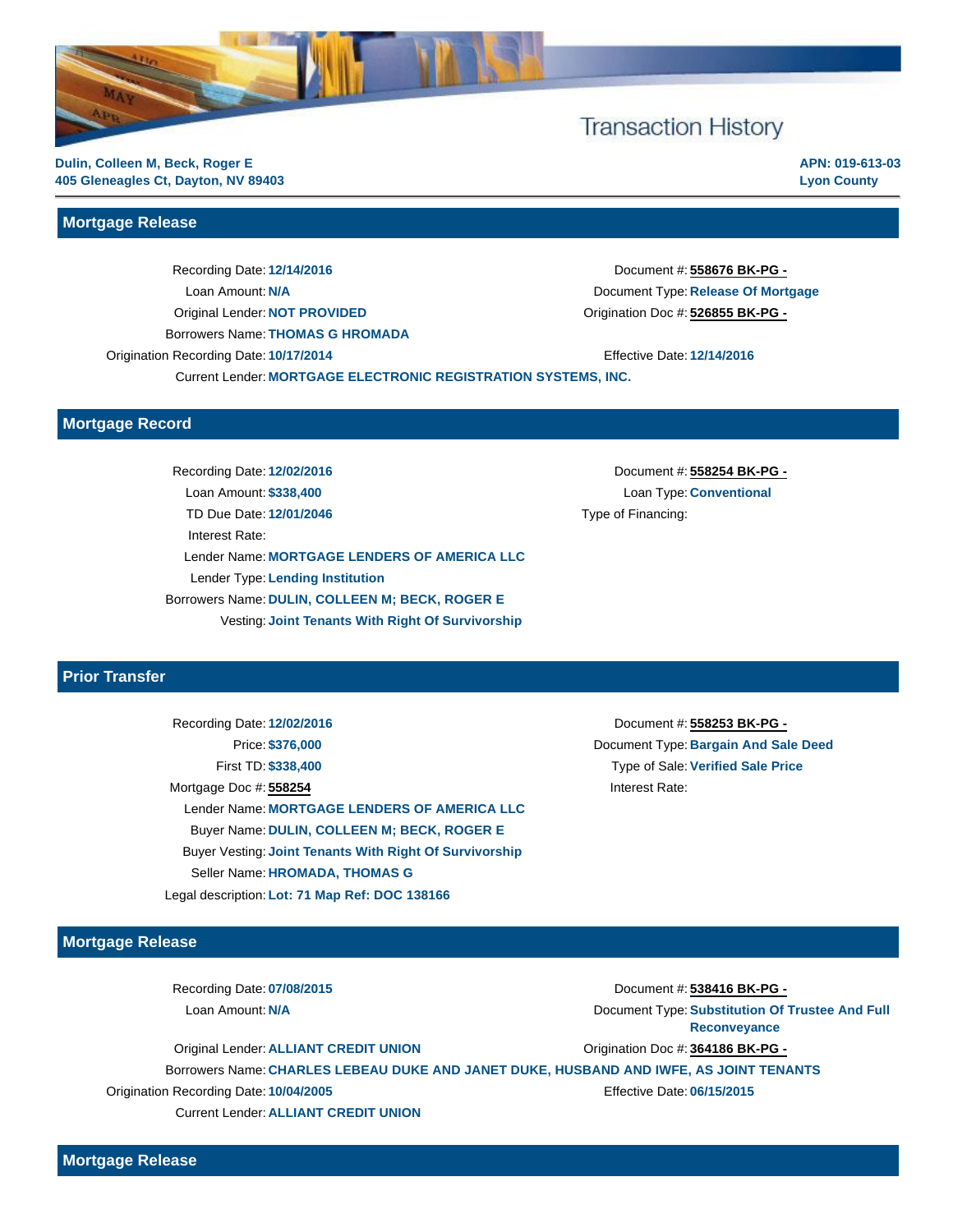# Transaction History

**Dulin, Colleen M, Beck, Roger E**
**405 Gleneagles Ct, Dayton, NV 89403**

**APN: 019-613-03**
**Lyon County**

## Mortgage Release

Recording Date: **12/14/2016**
Loan Amount: **N/A**
Original Lender: **NOT PROVIDED**
Borrowers Name: **THOMAS G HROMADA**
Origination Recording Date: **10/17/2014**
Current Lender: **MORTGAGE ELECTRONIC REGISTRATION SYSTEMS, INC.**

Document #: **558676 BK-PG -**
Document Type: **Release Of Mortgage**
Origination Doc #: **526855 BK-PG -**
Effective Date: **12/14/2016**

## Mortgage Record

Recording Date: **12/02/2016**
Loan Amount: **$338,400**
TD Due Date: **12/01/2046**
Interest Rate:
Lender Name: **MORTGAGE LENDERS OF AMERICA LLC**
Lender Type: **Lending Institution**
Borrowers Name: **DULIN, COLLEEN M; BECK, ROGER E**
Vesting: **Joint Tenants With Right Of Survivorship**

Document #: **558254 BK-PG -**
Loan Type: **Conventional**
Type of Financing:

## Prior Transfer

Recording Date: **12/02/2016**
Price: **$376,000**
First TD: **$338,400**
Mortgage Doc #: **558254**
Lender Name: **MORTGAGE LENDERS OF AMERICA LLC**
Buyer Name: **DULIN, COLLEEN M; BECK, ROGER E**
Buyer Vesting: **Joint Tenants With Right Of Survivorship**
Seller Name: **HROMADA, THOMAS G**
Legal description: **Lot: 71 Map Ref: DOC 138166**

Document #: **558253 BK-PG -**
Document Type: **Bargain And Sale Deed**
Type of Sale: **Verified Sale Price**
Interest Rate:

## Mortgage Release

Recording Date: **07/08/2015**
Loan Amount: **N/A**
Original Lender: **ALLIANT CREDIT UNION**
Borrowers Name: **CHARLES LEBEAU DUKE AND JANET DUKE, HUSBAND AND IWFE, AS JOINT TENANTS**
Origination Recording Date: **10/04/2005**
Current Lender: **ALLIANT CREDIT UNION**

Document #: **538416 BK-PG -**
Document Type: **Substitution Of Trustee And Full Reconveyance**
Origination Doc #: **364186 BK-PG -**
Effective Date: **06/15/2015**

## Mortgage Release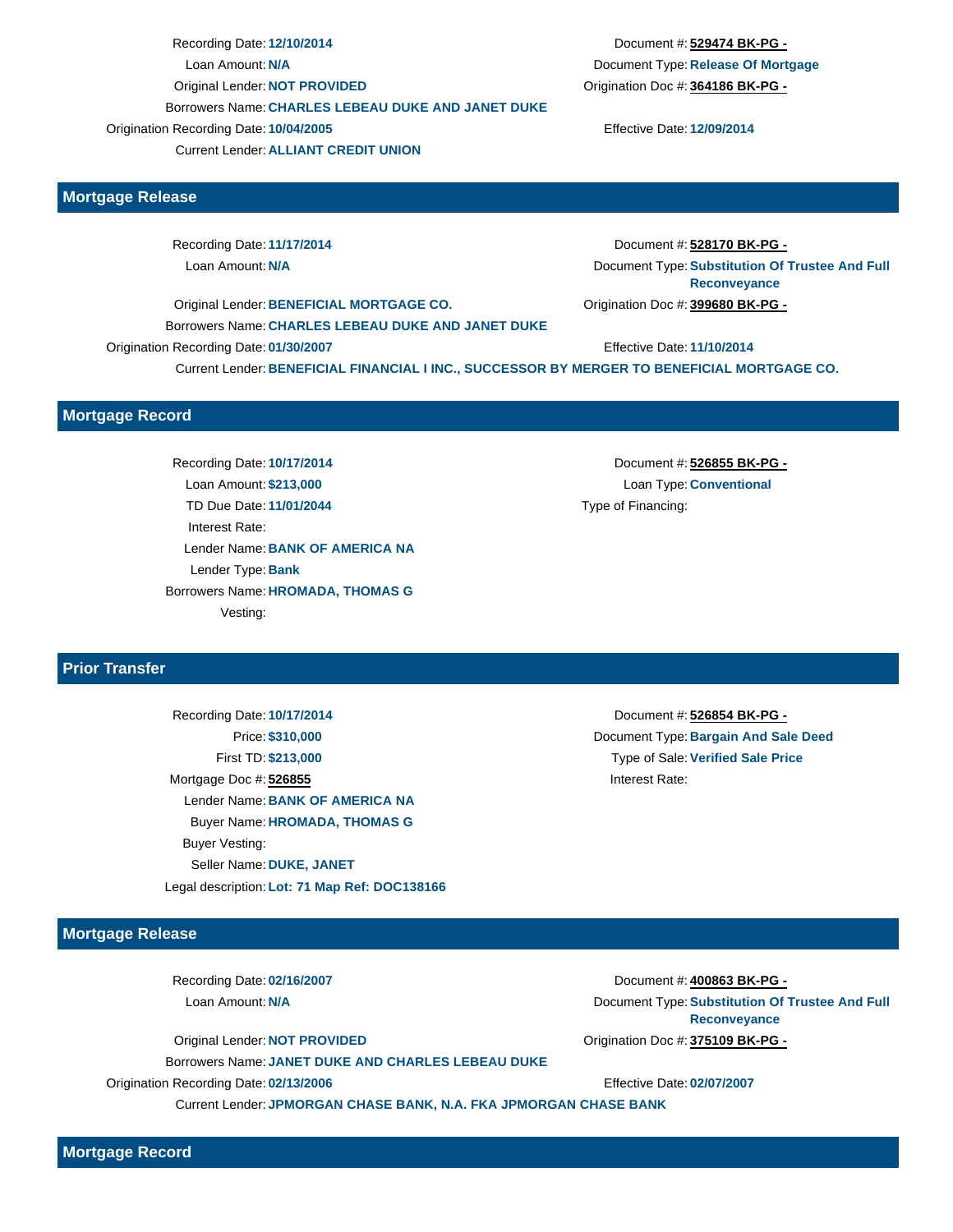Recording Date: **12/10/2014**
Loan Amount: **N/A**
Original Lender: **NOT PROVIDED**
Borrowers Name: **CHARLES LEBEAU DUKE AND JANET DUKE**
Origination Recording Date: **10/04/2005**
Current Lender: **ALLIANT CREDIT UNION**

Document #: **529474 BK-PG -**
Document Type: **Release Of Mortgage**
Origination Doc #: **364186 BK-PG -**
Effective Date: **12/09/2014**

## Mortgage Release

Recording Date: **11/17/2014**
Loan Amount: **N/A**
Original Lender: **BENEFICIAL MORTGAGE CO.**
Borrowers Name: **CHARLES LEBEAU DUKE AND JANET DUKE**
Origination Recording Date: **01/30/2007**
Current Lender: **BENEFICIAL FINANCIAL I INC., SUCCESSOR BY MERGER TO BENEFICIAL MORTGAGE CO.**

Document #: **528170 BK-PG -**
Document Type: **Substitution Of Trustee And Full Reconveyance**
Origination Doc #: **399680 BK-PG -**
Effective Date: **11/10/2014**

## Mortgage Record

Recording Date: **10/17/2014**
Loan Amount: **$213,000**
TD Due Date: **11/01/2044**
Interest Rate:
Lender Name: **BANK OF AMERICA NA**
Lender Type: **Bank**
Borrowers Name: **HROMADA, THOMAS G**
Vesting:

Document #: **526855 BK-PG -**
Loan Type: **Conventional**
Type of Financing:

## Prior Transfer

Recording Date: **10/17/2014**
Price: **$310,000**
First TD: **$213,000**
Mortgage Doc #: **526855**
Lender Name: **BANK OF AMERICA NA**
Buyer Name: **HROMADA, THOMAS G**
Buyer Vesting:
Seller Name: **DUKE, JANET**
Legal description: **Lot: 71 Map Ref: DOC138166**

Document #: **526854 BK-PG -**
Document Type: **Bargain And Sale Deed**
Type of Sale: **Verified Sale Price**
Interest Rate:

## Mortgage Release

Recording Date: **02/16/2007**
Loan Amount: **N/A**
Original Lender: **NOT PROVIDED**
Borrowers Name: **JANET DUKE AND CHARLES LEBEAU DUKE**
Origination Recording Date: **02/13/2006**
Current Lender: **JPMORGAN CHASE BANK, N.A. FKA JPMORGAN CHASE BANK**

Document #: **400863 BK-PG -**
Document Type: **Substitution Of Trustee And Full Reconveyance**
Origination Doc #: **375109 BK-PG -**
Effective Date: **02/07/2007**

## Mortgage Record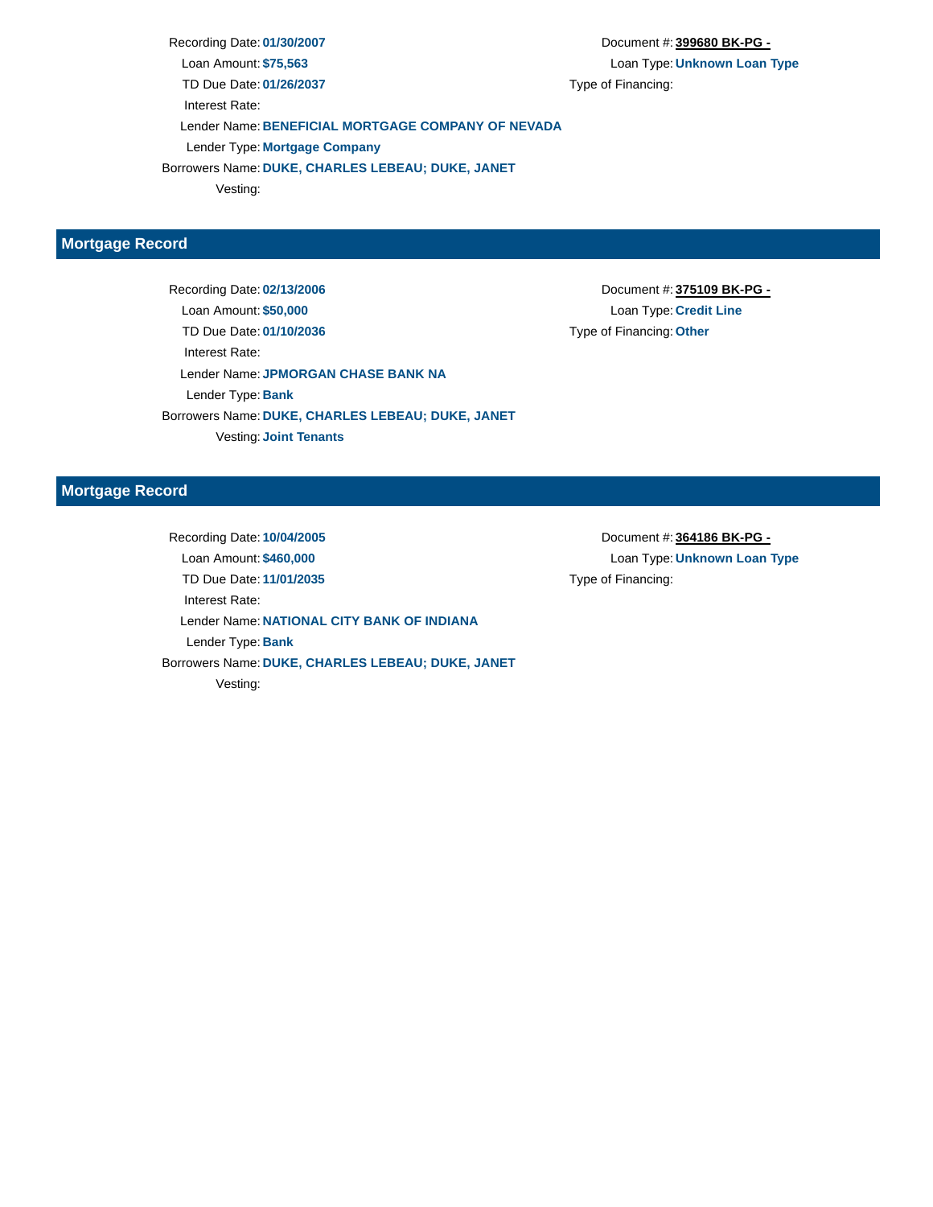Recording Date: **01/30/2007**
Loan Amount: **$75,563**
TD Due Date: **01/26/2037**
Interest Rate:
Lender Name: **BENEFICIAL MORTGAGE COMPANY OF NEVADA**
Lender Type: **Mortgage Company**
Borrowers Name: **DUKE, CHARLES LEBEAU; DUKE, JANET**
Vesting:

Document #: **399680 BK-PG -**
Loan Type: **Unknown Loan Type**
Type of Financing:

## Mortgage Record

Recording Date: **02/13/2006**
Loan Amount: **$50,000**
TD Due Date: **01/10/2036**
Interest Rate:
Lender Name: **JPMORGAN CHASE BANK NA**
Lender Type: **Bank**
Borrowers Name: **DUKE, CHARLES LEBEAU; DUKE, JANET**
Vesting: **Joint Tenants**

Document #: **375109 BK-PG -**
Loan Type: **Credit Line**
Type of Financing: **Other**

## Mortgage Record

Recording Date: **10/04/2005**
Loan Amount: **$460,000**
TD Due Date: **11/01/2035**
Interest Rate:
Lender Name: **NATIONAL CITY BANK OF INDIANA**
Lender Type: **Bank**
Borrowers Name: **DUKE, CHARLES LEBEAU; DUKE, JANET**
Vesting:

Document #: **364186 BK-PG -**
Loan Type: **Unknown Loan Type**
Type of Financing: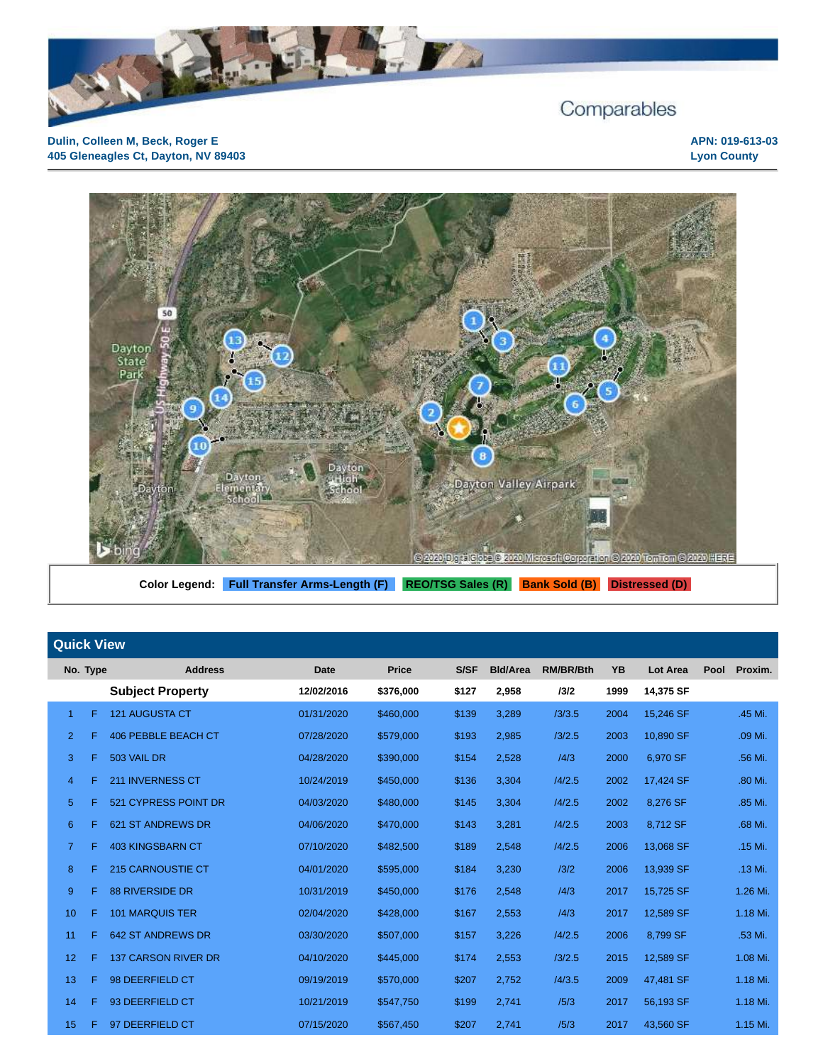# Comparables

**Dulin, Colleen M, Beck, Roger E**
**405 Gleneagles Ct, Dayton, NV 89403**

**APN: 019-613-03**
**Lyon County**

**Color Legend:** Full Transfer Arms-Length (F) | REO/TSG Sales (R) | Bank Sold (B) | Distressed (D)

## Quick View

| No. | Type | Address | Date | Price | S/SF | Bld/Area | RM/BR/Bth | YB | Lot Area | Pool | Proxim. |
|---|---|---|---|---|---|---|---|---|---|---|---|
| | | **Subject Property** | **12/02/2016** | **$376,000** | **$127** | **2,958** | **/3/2** | **1999** | **14,375 SF** | | |
| 1 | F | 121 AUGUSTA CT | 01/31/2020 | $460,000 | $139 | 3,289 | /3/3.5 | 2004 | 15,246 SF | | .45 Mi. |
| 2 | F | 406 PEBBLE BEACH CT | 07/28/2020 | $579,000 | $193 | 2,985 | /3/2.5 | 2003 | 10,890 SF | | .09 Mi. |
| 3 | F | 503 VAIL DR | 04/28/2020 | $390,000 | $154 | 2,528 | /4/3 | 2000 | 6,970 SF | | .56 Mi. |
| 4 | F | 211 INVERNESS CT | 10/24/2019 | $450,000 | $136 | 3,304 | /4/2.5 | 2002 | 17,424 SF | | .80 Mi. |
| 5 | F | 521 CYPRESS POINT DR | 04/03/2020 | $480,000 | $145 | 3,304 | /4/2.5 | 2002 | 8,276 SF | | .85 Mi. |
| 6 | F | 621 ST ANDREWS DR | 04/06/2020 | $470,000 | $143 | 3,281 | /4/2.5 | 2003 | 8,712 SF | | .68 Mi. |
| 7 | F | 403 KINGSBARN CT | 07/10/2020 | $482,500 | $189 | 2,548 | /4/2.5 | 2006 | 13,068 SF | | .15 Mi. |
| 8 | F | 215 CARNOUSTIE CT | 04/01/2020 | $595,000 | $184 | 3,230 | /3/2 | 2006 | 13,939 SF | | .13 Mi. |
| 9 | F | 88 RIVERSIDE DR | 10/31/2019 | $450,000 | $176 | 2,548 | /4/3 | 2017 | 15,725 SF | | 1.26 Mi. |
| 10 | F | 101 MARQUIS TER | 02/04/2020 | $428,000 | $167 | 2,553 | /4/3 | 2017 | 12,589 SF | | 1.18 Mi. |
| 11 | F | 642 ST ANDREWS DR | 03/30/2020 | $507,000 | $157 | 3,226 | /4/2.5 | 2006 | 8,799 SF | | .53 Mi. |
| 12 | F | 137 CARSON RIVER DR | 04/10/2020 | $445,000 | $174 | 2,553 | /3/2.5 | 2015 | 12,589 SF | | 1.08 Mi. |
| 13 | F | 98 DEERFIELD CT | 09/19/2019 | $570,000 | $207 | 2,752 | /4/3.5 | 2009 | 47,481 SF | | 1.18 Mi. |
| 14 | F | 93 DEERFIELD CT | 10/21/2019 | $547,750 | $199 | 2,741 | /5/3 | 2017 | 56,193 SF | | 1.18 Mi. |
| 15 | F | 97 DEERFIELD CT | 07/15/2020 | $567,450 | $207 | 2,741 | /5/3 | 2017 | 43,560 SF | | 1.15 Mi. |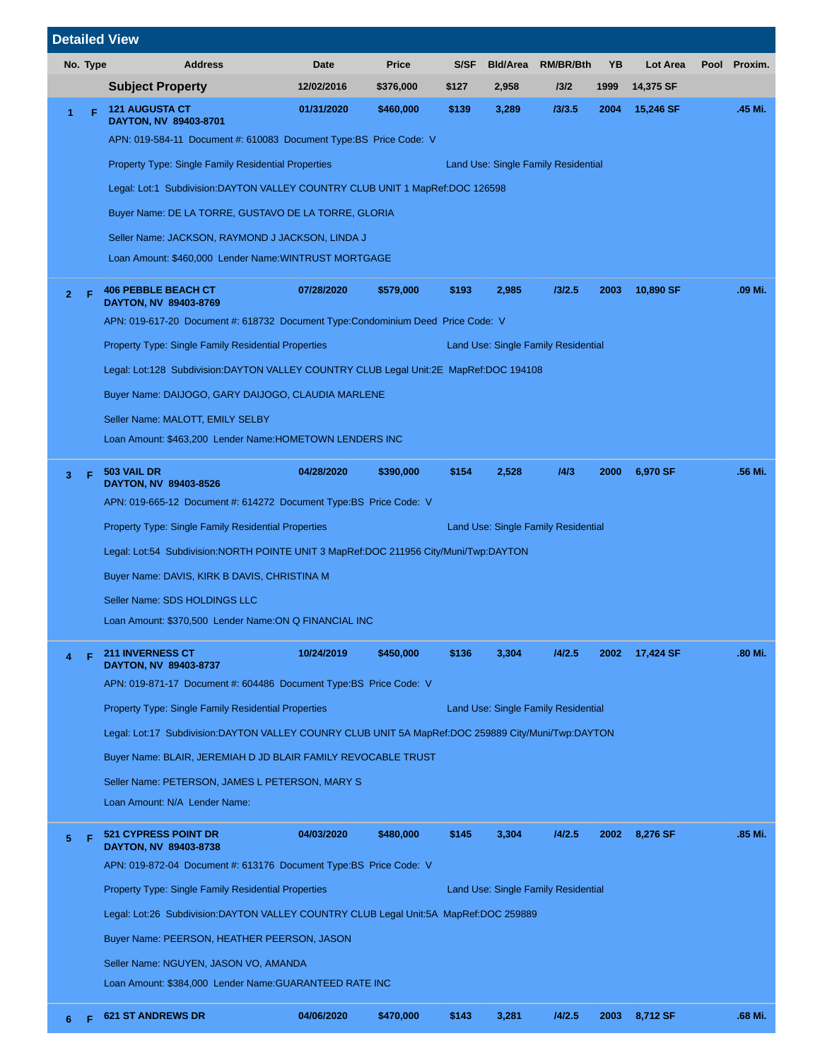## Detailed View

| No. | Type | Address | Date | Price | S/SF | Bld/Area | RM/BR/Bth | YB | Lot Area | Pool | Proxim. |
|---|---|---|---|---|---|---|---|---|---|---|---|
| | | **Subject Property** | 12/02/2016 | $376,000 | $127 | 2,958 | /3/2 | 1999 | 14,375 SF | | |
| 1 | F | **121 AUGUSTA CT** DAYTON, NV 89403-8701 | 01/31/2020 | $460,000 | $139 | 3,289 | /3/3.5 | 2004 | 15,246 SF | | .45 Mi. |

APN: 019-584-11 Document #: 610083 Document Type:BS Price Code: V

Property Type: Single Family Residential Properties Land Use: Single Family Residential

Legal: Lot:1 Subdivision:DAYTON VALLEY COUNTRY CLUB UNIT 1 MapRef:DOC 126598

Buyer Name: DE LA TORRE, GUSTAVO DE LA TORRE, GLORIA

Seller Name: JACKSON, RAYMOND J JACKSON, LINDA J

Loan Amount: $460,000 Lender Name:WINTRUST MORTGAGE

| No. | Type | Address | Date | Price | S/SF | Bld/Area | RM/BR/Bth | YB | Lot Area | Pool | Proxim. |
|---|---|---|---|---|---|---|---|---|---|---|---|
| 2 | F | **406 PEBBLE BEACH CT** DAYTON, NV 89403-8769 | 07/28/2020 | $579,000 | $193 | 2,985 | /3/2.5 | 2003 | 10,890 SF | | .09 Mi. |

APN: 019-617-20 Document #: 618732 Document Type:Condominium Deed Price Code: V

Property Type: Single Family Residential Properties Land Use: Single Family Residential

Legal: Lot:128 Subdivision:DAYTON VALLEY COUNTRY CLUB Legal Unit:2E MapRef:DOC 194108

Buyer Name: DAIJOGO, GARY DAIJOGO, CLAUDIA MARLENE

Seller Name: MALOTT, EMILY SELBY

Loan Amount: $463,200 Lender Name:HOMETOWN LENDERS INC

| No. | Type | Address | Date | Price | S/SF | Bld/Area | RM/BR/Bth | YB | Lot Area | Pool | Proxim. |
|---|---|---|---|---|---|---|---|---|---|---|---|
| 3 | F | **503 VAIL DR** DAYTON, NV 89403-8526 | 04/28/2020 | $390,000 | $154 | 2,528 | /4/3 | 2000 | 6,970 SF | | .56 Mi. |

APN: 019-665-12 Document #: 614272 Document Type:BS Price Code: V

Property Type: Single Family Residential Properties Land Use: Single Family Residential

Legal: Lot:54 Subdivision:NORTH POINTE UNIT 3 MapRef:DOC 211956 City/Muni/Twp:DAYTON

Buyer Name: DAVIS, KIRK B DAVIS, CHRISTINA M

Seller Name: SDS HOLDINGS LLC

Loan Amount: $370,500 Lender Name:ON Q FINANCIAL INC

| No. | Type | Address | Date | Price | S/SF | Bld/Area | RM/BR/Bth | YB | Lot Area | Pool | Proxim. |
|---|---|---|---|---|---|---|---|---|---|---|---|
| 4 | F | **211 INVERNESS CT** DAYTON, NV 89403-8737 | 10/24/2019 | $450,000 | $136 | 3,304 | /4/2.5 | 2002 | 17,424 SF | | .80 Mi. |

APN: 019-871-17 Document #: 604486 Document Type:BS Price Code: V

Property Type: Single Family Residential Properties Land Use: Single Family Residential

Legal: Lot:17 Subdivision:DAYTON VALLEY COUNRY CLUB UNIT 5A MapRef:DOC 259889 City/Muni/Twp:DAYTON

Buyer Name: BLAIR, JEREMIAH D JD BLAIR FAMILY REVOCABLE TRUST

Seller Name: PETERSON, JAMES L PETERSON, MARY S

Loan Amount: N/A Lender Name:

| No. | Type | Address | Date | Price | S/SF | Bld/Area | RM/BR/Bth | YB | Lot Area | Pool | Proxim. |
|---|---|---|---|---|---|---|---|---|---|---|---|
| 5 | F | **521 CYPRESS POINT DR** DAYTON, NV 89403-8738 | 04/03/2020 | $480,000 | $145 | 3,304 | /4/2.5 | 2002 | 8,276 SF | | .85 Mi. |

APN: 019-872-04 Document #: 613176 Document Type:BS Price Code: V

Property Type: Single Family Residential Properties Land Use: Single Family Residential

Legal: Lot:26 Subdivision:DAYTON VALLEY COUNTRY CLUB Legal Unit:5A MapRef:DOC 259889

Buyer Name: PEERSON, HEATHER PEERSON, JASON

Seller Name: NGUYEN, JASON VO, AMANDA

Loan Amount: $384,000 Lender Name:GUARANTEED RATE INC

| No. | Type | Address | Date | Price | S/SF | Bld/Area | RM/BR/Bth | YB | Lot Area | Pool | Proxim. |
|---|---|---|---|---|---|---|---|---|---|---|---|
| 6 | F | **621 ST ANDREWS DR** | 04/06/2020 | $470,000 | $143 | 3,281 | /4/2.5 | 2003 | 8,712 SF | | .68 Mi. |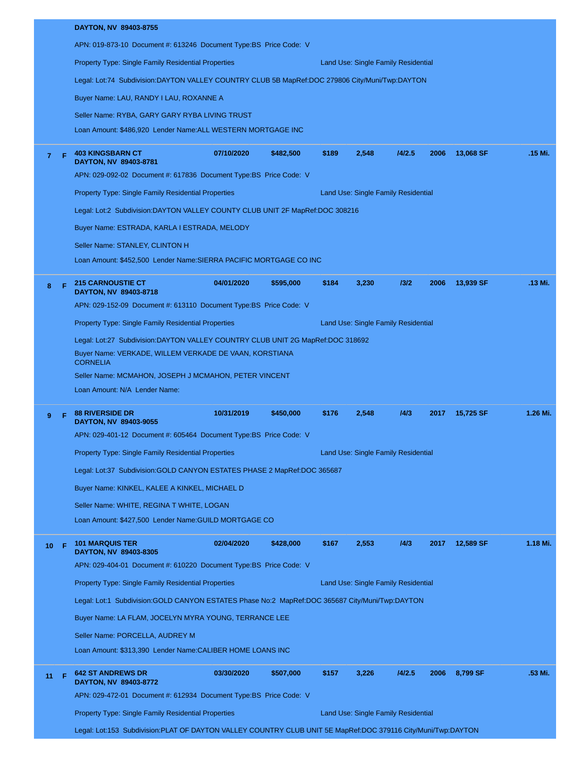DAYTON, NV 89403-8755

APN: 019-873-10 Document #: 613246 Document Type:BS Price Code: V

Property Type: Single Family Residential Properties Land Use: Single Family Residential

Legal: Lot:74 Subdivision:DAYTON VALLEY COUNTRY CLUB 5B MapRef:DOC 279806 City/Muni/Twp:DAYTON

Buyer Name: LAU, RANDY I LAU, ROXANNE A

Seller Name: RYBA, GARY GARY RYBA LIVING TRUST

Loan Amount: $486,920 Lender Name:ALL WESTERN MORTGAGE INC

---

**7 F** **403 KINGSBARN CT** **07/10/2020** **$482,500** **$189** **2,548** **/4/2.5** **2006** **13,068 SF** **.15 Mi.**
**DAYTON, NV 89403-8781**

APN: 029-092-02 Document #: 617836 Document Type:BS Price Code: V

Property Type: Single Family Residential Properties Land Use: Single Family Residential

Legal: Lot:2 Subdivision:DAYTON VALLEY COUNTY CLUB UNIT 2F MapRef:DOC 308216

Buyer Name: ESTRADA, KARLA I ESTRADA, MELODY

Seller Name: STANLEY, CLINTON H

Loan Amount: $452,500 Lender Name:SIERRA PACIFIC MORTGAGE CO INC

---

**8 F** **215 CARNOUSTIE CT** **04/01/2020** **$595,000** **$184** **3,230** **/3/2** **2006** **13,939 SF** **.13 Mi.**
**DAYTON, NV 89403-8718**

APN: 029-152-09 Document #: 613110 Document Type:BS Price Code: V

Property Type: Single Family Residential Properties Land Use: Single Family Residential

Legal: Lot:27 Subdivision:DAYTON VALLEY COUNTRY CLUB UNIT 2G MapRef:DOC 318692

Buyer Name: VERKADE, WILLEM VERKADE DE VAAN, KORSTIANA CORNELIA

Seller Name: MCMAHON, JOSEPH J MCMAHON, PETER VINCENT

Loan Amount: N/A Lender Name:

---

**9 F** **88 RIVERSIDE DR** **10/31/2019** **$450,000** **$176** **2,548** **/4/3** **2017** **15,725 SF** **1.26 Mi.**
**DAYTON, NV 89403-9055**

APN: 029-401-12 Document #: 605464 Document Type:BS Price Code: V

Property Type: Single Family Residential Properties Land Use: Single Family Residential

Legal: Lot:37 Subdivision:GOLD CANYON ESTATES PHASE 2 MapRef:DOC 365687

Buyer Name: KINKEL, KALEE A KINKEL, MICHAEL D

Seller Name: WHITE, REGINA T WHITE, LOGAN

Loan Amount: $427,500 Lender Name:GUILD MORTGAGE CO

---

**10 F** **101 MARQUIS TER** **02/04/2020** **$428,000** **$167** **2,553** **/4/3** **2017** **12,589 SF** **1.18 Mi.**
**DAYTON, NV 89403-8305**

APN: 029-404-01 Document #: 610220 Document Type:BS Price Code: V

Property Type: Single Family Residential Properties Land Use: Single Family Residential

Legal: Lot:1 Subdivision:GOLD CANYON ESTATES Phase No:2 MapRef:DOC 365687 City/Muni/Twp:DAYTON

Buyer Name: LA FLAM, JOCELYN MYRA YOUNG, TERRANCE LEE

Seller Name: PORCELLA, AUDREY M

Loan Amount: $313,390 Lender Name:CALIBER HOME LOANS INC

---

**11 F** **642 ST ANDREWS DR** **03/30/2020** **$507,000** **$157** **3,226** **/4/2.5** **2006** **8,799 SF** **.53 Mi.**
**DAYTON, NV 89403-8772**

APN: 029-472-01 Document #: 612934 Document Type:BS Price Code: V

Property Type: Single Family Residential Properties Land Use: Single Family Residential

Legal: Lot:153 Subdivision:PLAT OF DAYTON VALLEY COUNTRY CLUB UNIT 5E MapRef:DOC 379116 City/Muni/Twp:DAYTON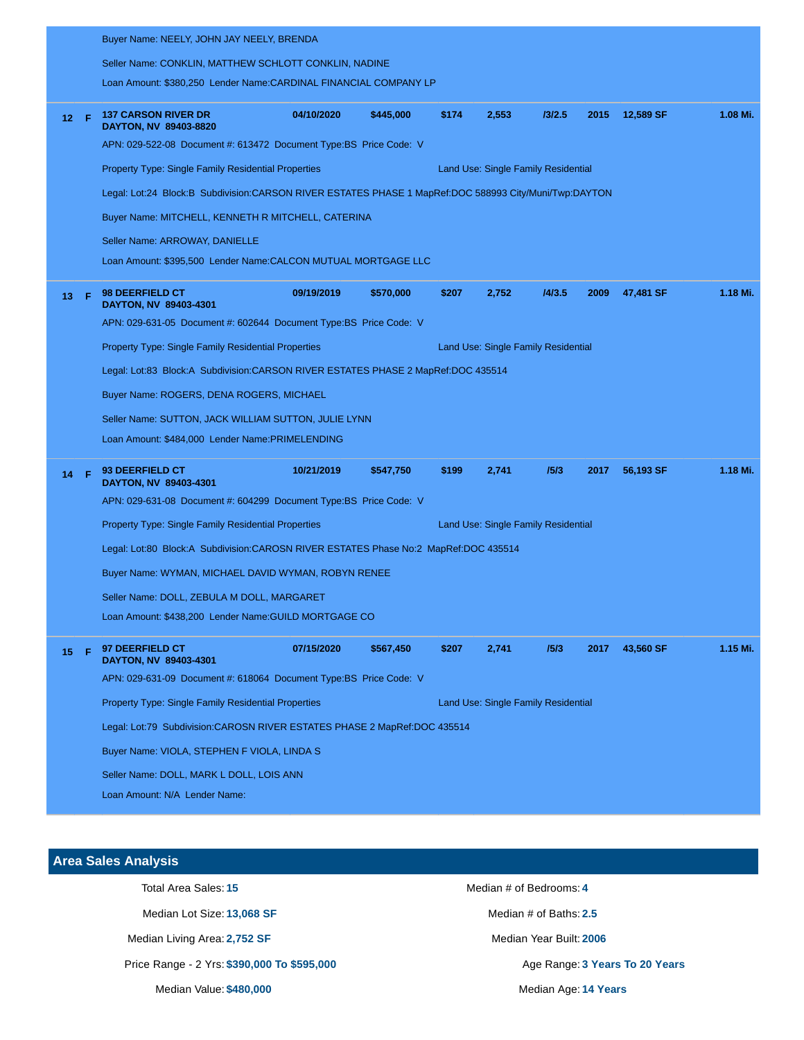Buyer Name: NEELY, JOHN JAY NEELY, BRENDA

Seller Name: CONKLIN, MATTHEW SCHLOTT CONKLIN, NADINE

Loan Amount: $380,250 Lender Name:CARDINAL FINANCIAL COMPANY LP

| # | | Address | Date | Price | $/SF | Sq Ft | Bd/Ba | Year | Lot | Distance |
|---|---|---|---|---|---|---|---|---|---|---|
| 12 | F | **137 CARSON RIVER DR DAYTON, NV 89403-8820** | 04/10/2020 | $445,000 | $174 | 2,553 | /3/2.5 | 2015 | 12,589 SF | 1.08 Mi. |

APN: 029-522-08 Document #: 613472 Document Type:BS Price Code: V

Property Type: Single Family Residential Properties — Land Use: Single Family Residential

Legal: Lot:24 Block:B Subdivision:CARSON RIVER ESTATES PHASE 1 MapRef:DOC 588993 City/Muni/Twp:DAYTON

Buyer Name: MITCHELL, KENNETH R MITCHELL, CATERINA

Seller Name: ARROWAY, DANIELLE

Loan Amount: $395,500 Lender Name:CALCON MUTUAL MORTGAGE LLC

| # | | Address | Date | Price | $/SF | Sq Ft | Bd/Ba | Year | Lot | Distance |
|---|---|---|---|---|---|---|---|---|---|---|
| 13 | F | **98 DEERFIELD CT DAYTON, NV 89403-4301** | 09/19/2019 | $570,000 | $207 | 2,752 | /4/3.5 | 2009 | 47,481 SF | 1.18 Mi. |

APN: 029-631-05 Document #: 602644 Document Type:BS Price Code: V

Property Type: Single Family Residential Properties — Land Use: Single Family Residential

Legal: Lot:83 Block:A Subdivision:CARSON RIVER ESTATES PHASE 2 MapRef:DOC 435514

Buyer Name: ROGERS, DENA ROGERS, MICHAEL

Seller Name: SUTTON, JACK WILLIAM SUTTON, JULIE LYNN

Loan Amount: $484,000 Lender Name:PRIMELENDING

| # | | Address | Date | Price | $/SF | Sq Ft | Bd/Ba | Year | Lot | Distance |
|---|---|---|---|---|---|---|---|---|---|---|
| 14 | F | **93 DEERFIELD CT DAYTON, NV 89403-4301** | 10/21/2019 | $547,750 | $199 | 2,741 | /5/3 | 2017 | 56,193 SF | 1.18 Mi. |

APN: 029-631-08 Document #: 604299 Document Type:BS Price Code: V

Property Type: Single Family Residential Properties — Land Use: Single Family Residential

Legal: Lot:80 Block:A Subdivision:CAROSN RIVER ESTATES Phase No:2 MapRef:DOC 435514

Buyer Name: WYMAN, MICHAEL DAVID WYMAN, ROBYN RENEE

Seller Name: DOLL, ZEBULA M DOLL, MARGARET

Loan Amount: $438,200 Lender Name:GUILD MORTGAGE CO

| # | | Address | Date | Price | $/SF | Sq Ft | Bd/Ba | Year | Lot | Distance |
|---|---|---|---|---|---|---|---|---|---|---|
| 15 | F | **97 DEERFIELD CT DAYTON, NV 89403-4301** | 07/15/2020 | $567,450 | $207 | 2,741 | /5/3 | 2017 | 43,560 SF | 1.15 Mi. |

APN: 029-631-09 Document #: 618064 Document Type:BS Price Code: V

Property Type: Single Family Residential Properties — Land Use: Single Family Residential

Legal: Lot:79 Subdivision:CAROSN RIVER ESTATES PHASE 2 MapRef:DOC 435514

Buyer Name: VIOLA, STEPHEN F VIOLA, LINDA S

Seller Name: DOLL, MARK L DOLL, LOIS ANN

Loan Amount: N/A Lender Name:

## Area Sales Analysis

| | | | |
|---|---|---|---|
| Total Area Sales: | **15** | Median # of Bedrooms: | **4** |
| Median Lot Size: | **13,068 SF** | Median # of Baths: | **2.5** |
| Median Living Area: | **2,752 SF** | Median Year Built: | **2006** |
| Price Range - 2 Yrs: | **$390,000 To $595,000** | Age Range: | **3 Years To 20 Years** |
| Median Value: | **$480,000** | Median Age: | **14 Years** |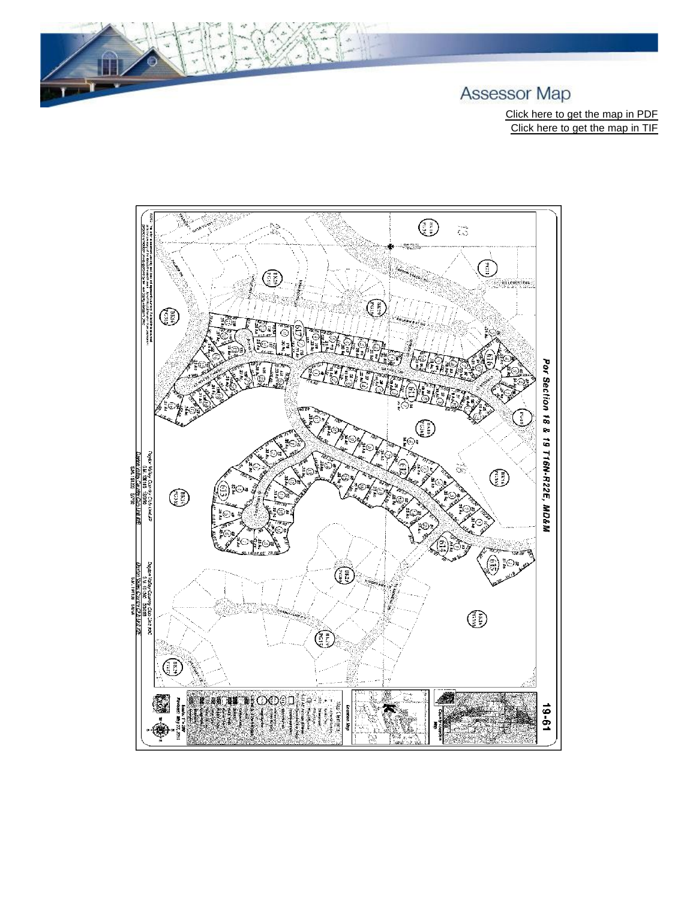# Assessor Map

Click here to get the map in PDF

Click here to get the map in TIF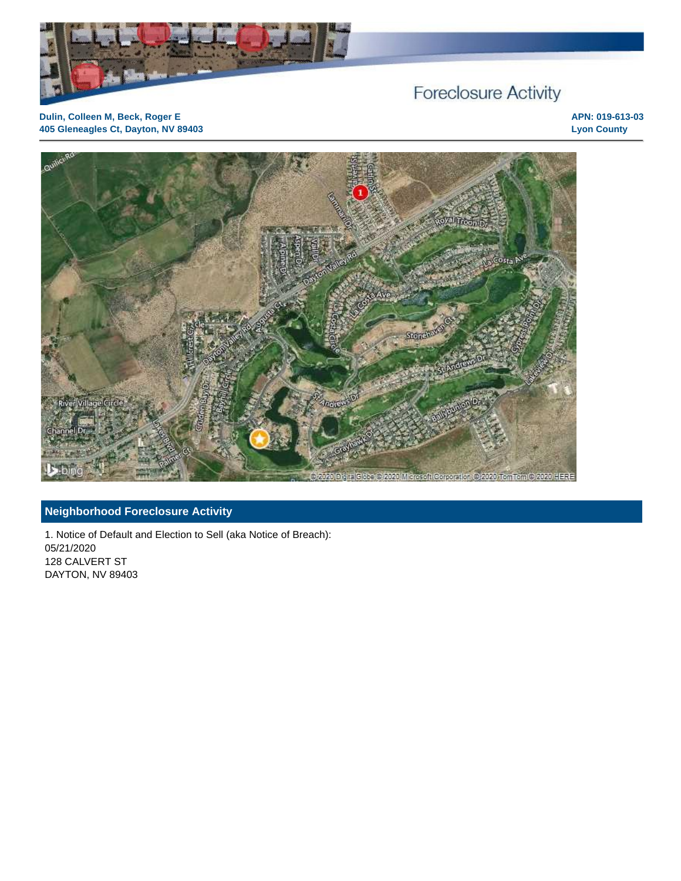# Foreclosure Activity

**Dulin, Colleen M, Beck, Roger E**
**405 Gleneagles Ct, Dayton, NV 89403**

**APN: 019-613-03**
**Lyon County**

## Neighborhood Foreclosure Activity

1. Notice of Default and Election to Sell (aka Notice of Breach):
05/21/2020
128 CALVERT ST
DAYTON, NV 89403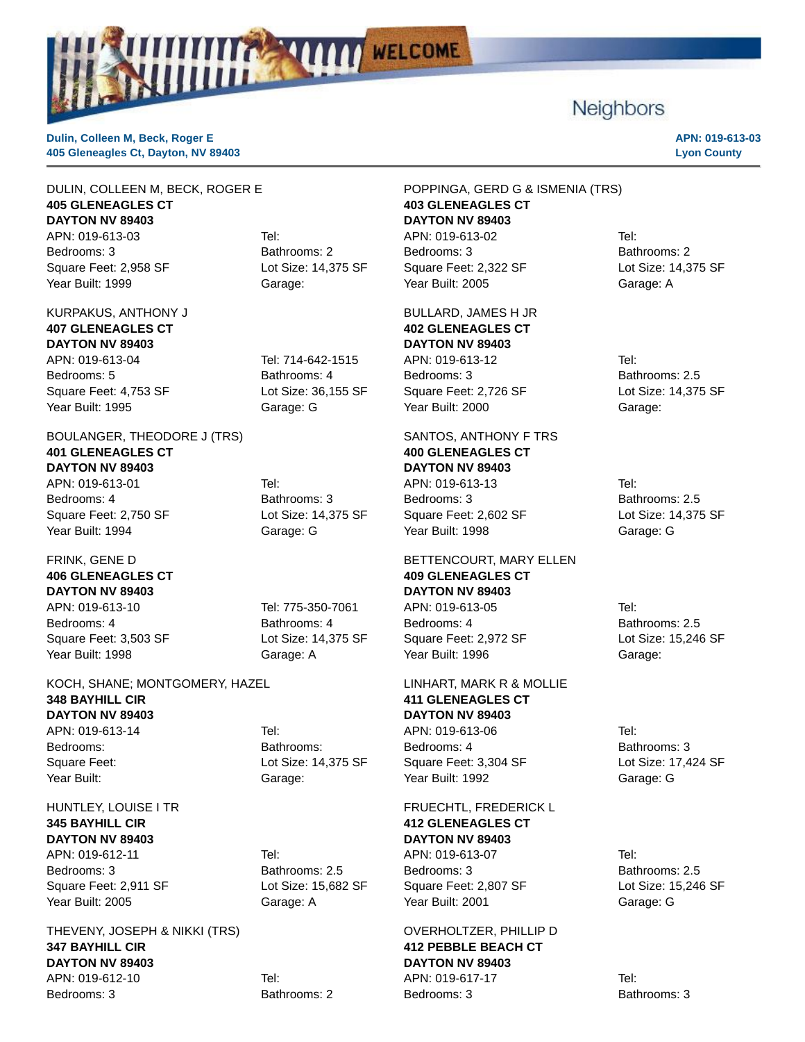Neighbors

**Dulin, Colleen M, Beck, Roger E**
**405 Gleneagles Ct, Dayton, NV 89403**

**APN: 019-613-03**
**Lyon County**

---

DULIN, COLLEEN M, BECK, ROGER E
**405 GLENEAGLES CT**
**DAYTON NV 89403**
APN: 019-613-03 Tel:
Bedrooms: 3 Bathrooms: 2
Square Feet: 2,958 SF Lot Size: 14,375 SF
Year Built: 1999 Garage:

KURPAKUS, ANTHONY J
**407 GLENEAGLES CT**
**DAYTON NV 89403**
APN: 019-613-04 Tel: 714-642-1515
Bedrooms: 5 Bathrooms: 4
Square Feet: 4,753 SF Lot Size: 36,155 SF
Year Built: 1995 Garage: G

BOULANGER, THEODORE J (TRS)
**401 GLENEAGLES CT**
**DAYTON NV 89403**
APN: 019-613-01 Tel:
Bedrooms: 4 Bathrooms: 3
Square Feet: 2,750 SF Lot Size: 14,375 SF
Year Built: 1994 Garage: G

FRINK, GENE D
**406 GLENEAGLES CT**
**DAYTON NV 89403**
APN: 019-613-10 Tel: 775-350-7061
Bedrooms: 4 Bathrooms: 4
Square Feet: 3,503 SF Lot Size: 14,375 SF
Year Built: 1998 Garage: A

KOCH, SHANE; MONTGOMERY, HAZEL
**348 BAYHILL CIR**
**DAYTON NV 89403**
APN: 019-613-14 Tel:
Bedrooms: Bathrooms:
Square Feet: Lot Size: 14,375 SF
Year Built: Garage:

HUNTLEY, LOUISE I TR
**345 BAYHILL CIR**
**DAYTON NV 89403**
APN: 019-612-11 Tel:
Bedrooms: 3 Bathrooms: 2.5
Square Feet: 2,911 SF Lot Size: 15,682 SF
Year Built: 2005 Garage: A

THEVENY, JOSEPH & NIKKI (TRS)
**347 BAYHILL CIR**
**DAYTON NV 89403**
APN: 019-612-10 Tel:
Bedrooms: 3 Bathrooms: 2

POPPINGA, GERD G & ISMENIA (TRS)
**403 GLENEAGLES CT**
**DAYTON NV 89403**
APN: 019-613-02 Tel:
Bedrooms: 3 Bathrooms: 2
Square Feet: 2,322 SF Lot Size: 14,375 SF
Year Built: 2005 Garage: A

BULLARD, JAMES H JR
**402 GLENEAGLES CT**
**DAYTON NV 89403**
APN: 019-613-12 Tel:
Bedrooms: 3 Bathrooms: 2.5
Square Feet: 2,726 SF Lot Size: 14,375 SF
Year Built: 2000 Garage:

SANTOS, ANTHONY F TRS
**400 GLENEAGLES CT**
**DAYTON NV 89403**
APN: 019-613-13 Tel:
Bedrooms: 3 Bathrooms: 2.5
Square Feet: 2,602 SF Lot Size: 14,375 SF
Year Built: 1998 Garage: G

BETTENCOURT, MARY ELLEN
**409 GLENEAGLES CT**
**DAYTON NV 89403**
APN: 019-613-05 Tel:
Bedrooms: 4 Bathrooms: 2.5
Square Feet: 2,972 SF Lot Size: 15,246 SF
Year Built: 1996 Garage:

LINHART, MARK R & MOLLIE
**411 GLENEAGLES CT**
**DAYTON NV 89403**
APN: 019-613-06 Tel:
Bedrooms: 4 Bathrooms: 3
Square Feet: 3,304 SF Lot Size: 17,424 SF
Year Built: 1992 Garage: G

FRUECHTL, FREDERICK L
**412 GLENEAGLES CT**
**DAYTON NV 89403**
APN: 019-613-07 Tel:
Bedrooms: 3 Bathrooms: 2.5
Square Feet: 2,807 SF Lot Size: 15,246 SF
Year Built: 2001 Garage: G

OVERHOLTZER, PHILLIP D
**412 PEBBLE BEACH CT**
**DAYTON NV 89403**
APN: 019-617-17 Tel:
Bedrooms: 3 Bathrooms: 3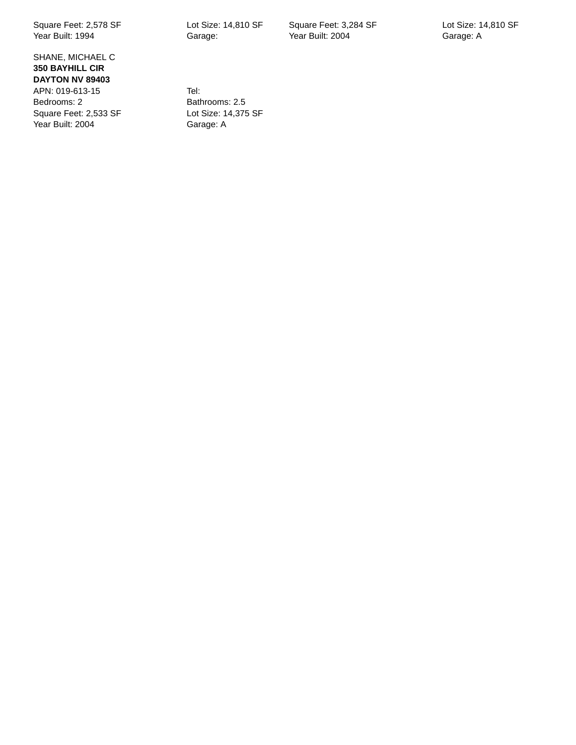Square Feet: 2,578 SF
Year Built: 1994

Lot Size: 14,810 SF
Garage:

Square Feet: 3,284 SF
Year Built: 2004

Lot Size: 14,810 SF
Garage: A

SHANE, MICHAEL C
**350 BAYHILL CIR**
**DAYTON NV 89403**
APN: 019-613-15
Bedrooms: 2
Square Feet: 2,533 SF
Year Built: 2004

Tel:
Bathrooms: 2.5
Lot Size: 14,375 SF
Garage: A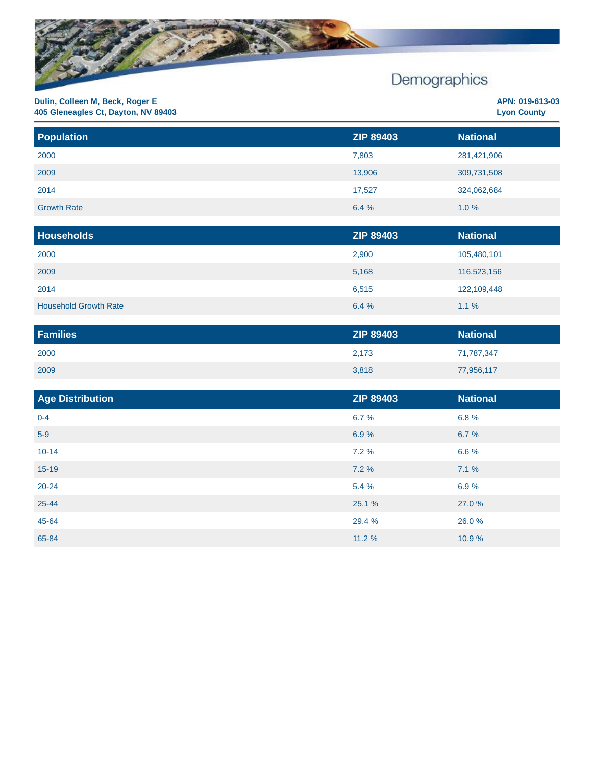# Demographics

**Dulin, Colleen M, Beck, Roger E**
**405 Gleneagles Ct, Dayton, NV 89403**

**APN: 019-613-03**
**Lyon County**

| Population | ZIP 89403 | National |
|---|---|---|
| 2000 | 7,803 | 281,421,906 |
| 2009 | 13,906 | 309,731,508 |
| 2014 | 17,527 | 324,062,684 |
| Growth Rate | 6.4 % | 1.0 % |

| Households | ZIP 89403 | National |
|---|---|---|
| 2000 | 2,900 | 105,480,101 |
| 2009 | 5,168 | 116,523,156 |
| 2014 | 6,515 | 122,109,448 |
| Household Growth Rate | 6.4 % | 1.1 % |

| Families | ZIP 89403 | National |
|---|---|---|
| 2000 | 2,173 | 71,787,347 |
| 2009 | 3,818 | 77,956,117 |

| Age Distribution | ZIP 89403 | National |
|---|---|---|
| 0-4 | 6.7 % | 6.8 % |
| 5-9 | 6.9 % | 6.7 % |
| 10-14 | 7.2 % | 6.6 % |
| 15-19 | 7.2 % | 7.1 % |
| 20-24 | 5.4 % | 6.9 % |
| 25-44 | 25.1 % | 27.0 % |
| 45-64 | 29.4 % | 26.0 % |
| 65-84 | 11.2 % | 10.9 % |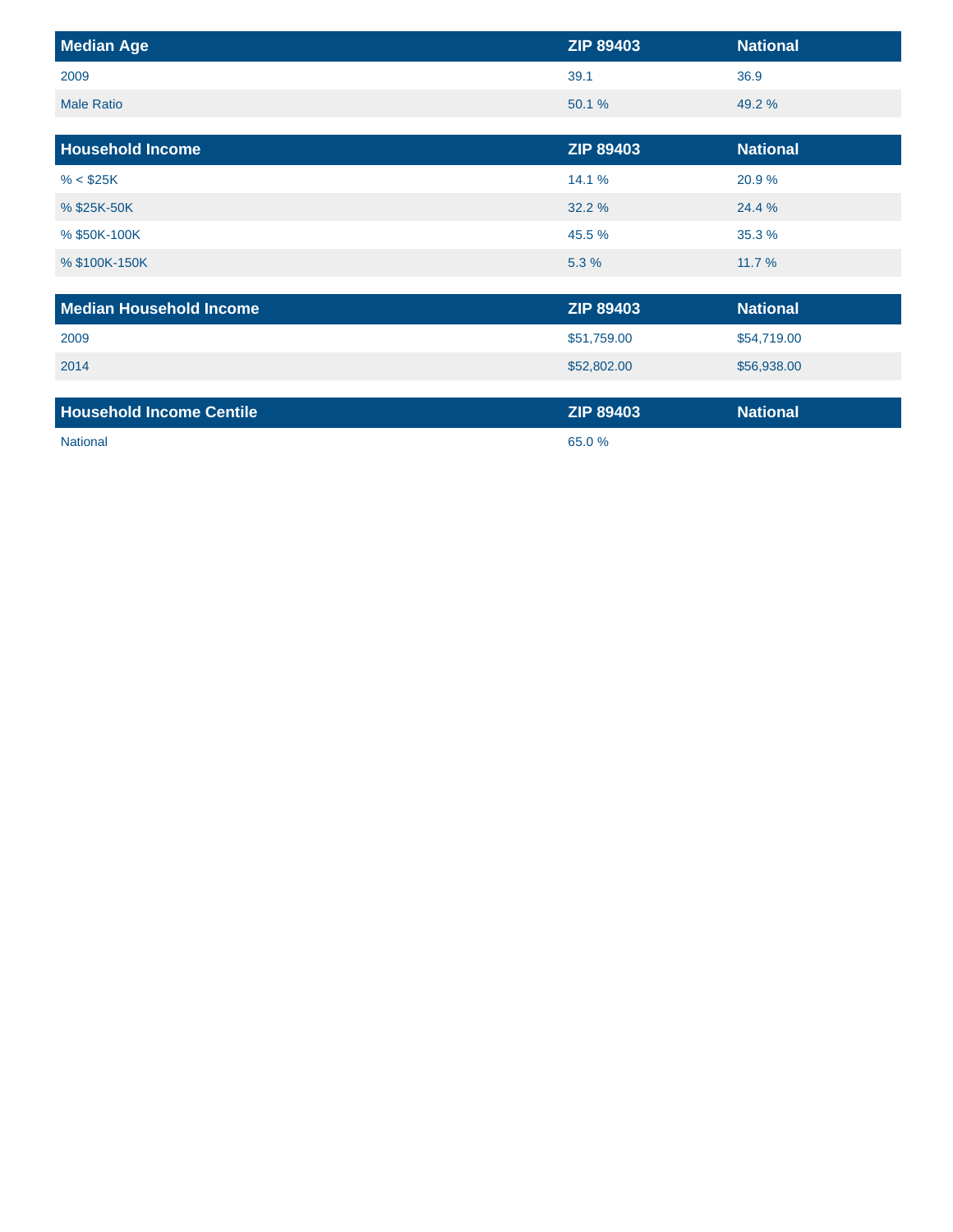| Median Age | ZIP 89403 | National |
| --- | --- | --- |
| 2009 | 39.1 | 36.9 |
| Male Ratio | 50.1 % | 49.2 % |

| Household Income | ZIP 89403 | National |
| --- | --- | --- |
| % < $25K | 14.1 % | 20.9 % |
| % $25K-50K | 32.2 % | 24.4 % |
| % $50K-100K | 45.5 % | 35.3 % |
| % $100K-150K | 5.3 % | 11.7 % |

| Median Household Income | ZIP 89403 | National |
| --- | --- | --- |
| 2009 | $51,759.00 | $54,719.00 |
| 2014 | $52,802.00 | $56,938.00 |

| Household Income Centile | ZIP 89403 | National |
| --- | --- | --- |
| National | 65.0 % | |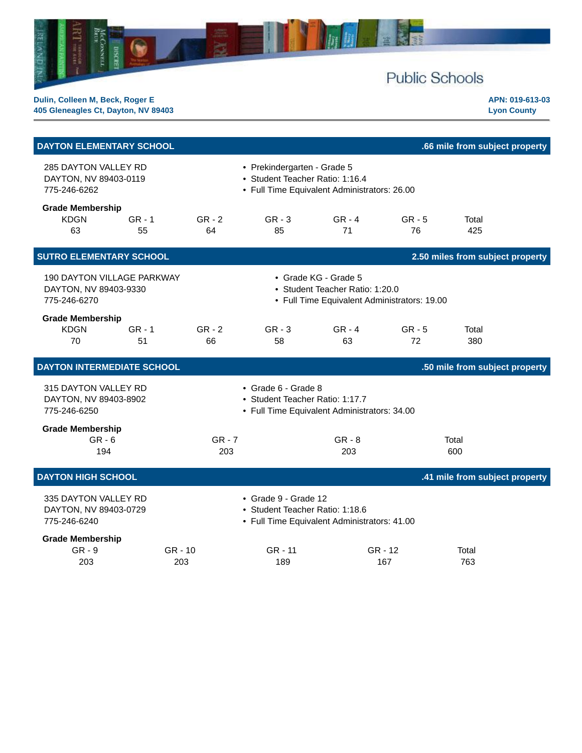# Public Schools

**Dulin, Colleen M, Beck, Roger E**
**405 Gleneagles Ct, Dayton, NV 89403**

**APN: 019-613-03**
**Lyon County**

## DAYTON ELEMENTARY SCHOOL

**.66 mile from subject property**

285 DAYTON VALLEY RD
DAYTON, NV 89403-0119
775-246-6262

- Prekindergarten - Grade 5
- Student Teacher Ratio: 1:16.4
- Full Time Equivalent Administrators: 26.00

**Grade Membership**

| KDGN | GR - 1 | GR - 2 | GR - 3 | GR - 4 | GR - 5 | Total |
|---|---|---|---|---|---|---|
| 63 | 55 | 64 | 85 | 71 | 76 | 425 |

## SUTRO ELEMENTARY SCHOOL

**2.50 miles from subject property**

190 DAYTON VILLAGE PARKWAY
DAYTON, NV 89403-9330
775-246-6270

- Grade KG - Grade 5
- Student Teacher Ratio: 1:20.0
- Full Time Equivalent Administrators: 19.00

**Grade Membership**

| KDGN | GR - 1 | GR - 2 | GR - 3 | GR - 4 | GR - 5 | Total |
|---|---|---|---|---|---|---|
| 70 | 51 | 66 | 58 | 63 | 72 | 380 |

## DAYTON INTERMEDIATE SCHOOL

**.50 mile from subject property**

315 DAYTON VALLEY RD
DAYTON, NV 89403-8902
775-246-6250

- Grade 6 - Grade 8
- Student Teacher Ratio: 1:17.7
- Full Time Equivalent Administrators: 34.00

**Grade Membership**

| GR - 6 | GR - 7 | GR - 8 | Total |
|---|---|---|---|
| 194 | 203 | 203 | 600 |

## DAYTON HIGH SCHOOL

**.41 mile from subject property**

335 DAYTON VALLEY RD
DAYTON, NV 89403-0729
775-246-6240

- Grade 9 - Grade 12
- Student Teacher Ratio: 1:18.6
- Full Time Equivalent Administrators: 41.00

**Grade Membership**

| GR - 9 | GR - 10 | GR - 11 | GR - 12 | Total |
|---|---|---|---|---|
| 203 | 203 | 189 | 167 | 763 |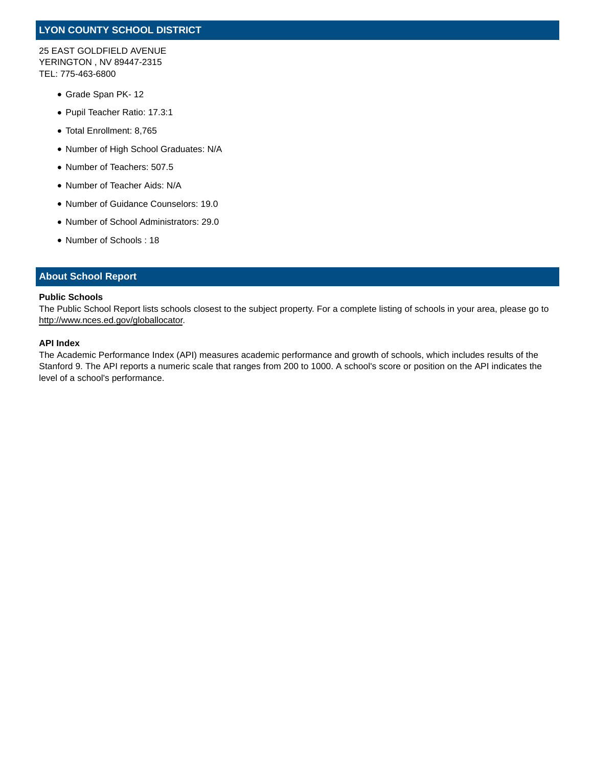## LYON COUNTY SCHOOL DISTRICT

25 EAST GOLDFIELD AVENUE
YERINGTON , NV 89447-2315
TEL: 775-463-6800

- Grade Span PK- 12
- Pupil Teacher Ratio: 17.3:1
- Total Enrollment: 8,765
- Number of High School Graduates: N/A
- Number of Teachers: 507.5
- Number of Teacher Aids: N/A
- Number of Guidance Counselors: 19.0
- Number of School Administrators: 29.0
- Number of Schools : 18

## About School Report

**Public Schools**

The Public School Report lists schools closest to the subject property. For a complete listing of schools in your area, please go to http://www.nces.ed.gov/globallocator.

**API Index**

The Academic Performance Index (API) measures academic performance and growth of schools, which includes results of the Stanford 9. The API reports a numeric scale that ranges from 200 to 1000. A school's score or position on the API indicates the level of a school's performance.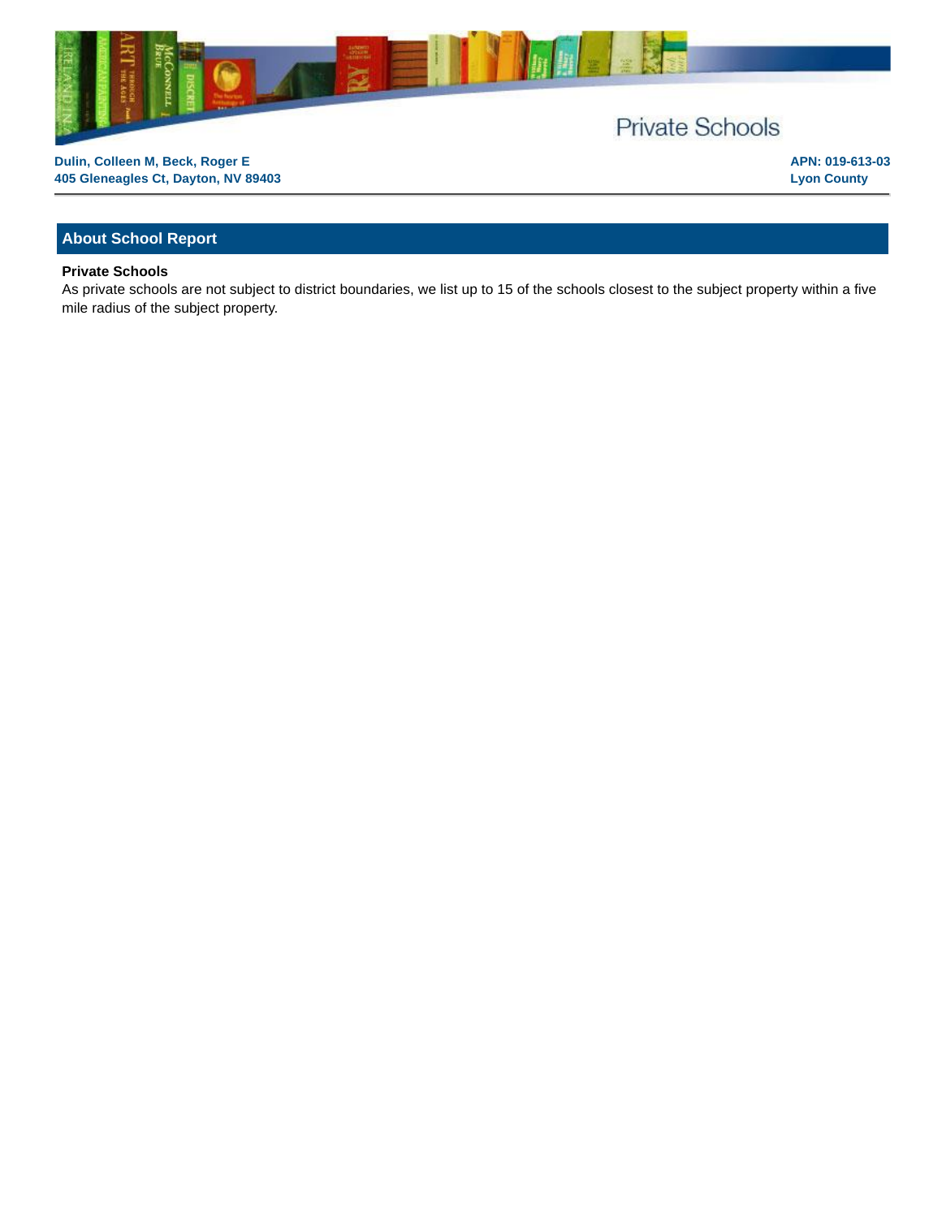# Private Schools

**Dulin, Colleen M, Beck, Roger E**
**405 Gleneagles Ct, Dayton, NV 89403**

**APN: 019-613-03**
**Lyon County**

## About School Report

**Private Schools**

As private schools are not subject to district boundaries, we list up to 15 of the schools closest to the subject property within a five mile radius of the subject property.